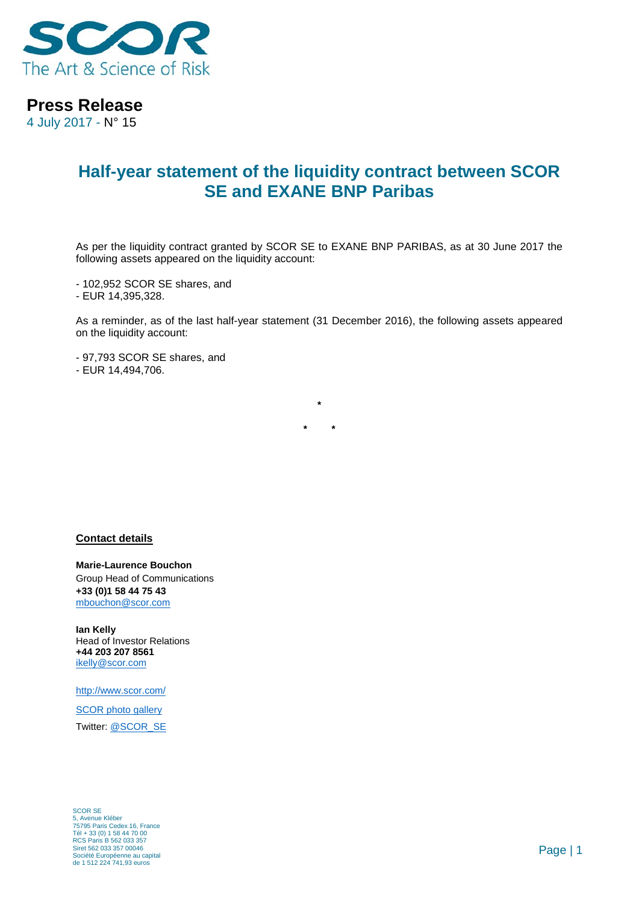SCOR
The Art & Science of Risk

# Press Release

4 July 2017 - N° 15

## Half-year statement of the liquidity contract between SCOR SE and EXANE BNP Paribas

As per the liquidity contract granted by SCOR SE to EXANE BNP PARIBAS, as at 30 June 2017 the following assets appeared on the liquidity account:

- 102,952 SCOR SE shares, and
- EUR 14,395,328.

As a reminder, as of the last half-year statement (31 December 2016), the following assets appeared on the liquidity account:

- 97,793 SCOR SE shares, and
- EUR 14,494,706.

*

\*       \*

**Contact details**

**Marie-Laurence Bouchon**
Group Head of Communications
**+33 (0)1 58 44 75 43**
mbouchon@scor.com

**Ian Kelly**
Head of Investor Relations
**+44 203 207 8561**
ikelly@scor.com

http://www.scor.com/

SCOR photo gallery

Twitter: @SCOR_SE

SCOR SE
5, Avenue Kléber
75795 Paris Cedex 16, France
Tél + 33 (0) 1 58 44 70 00
RCS Paris B 562 033 357
Siret 562 033 357 00046
Société Européenne au capital
de 1 512 224 741,93 euros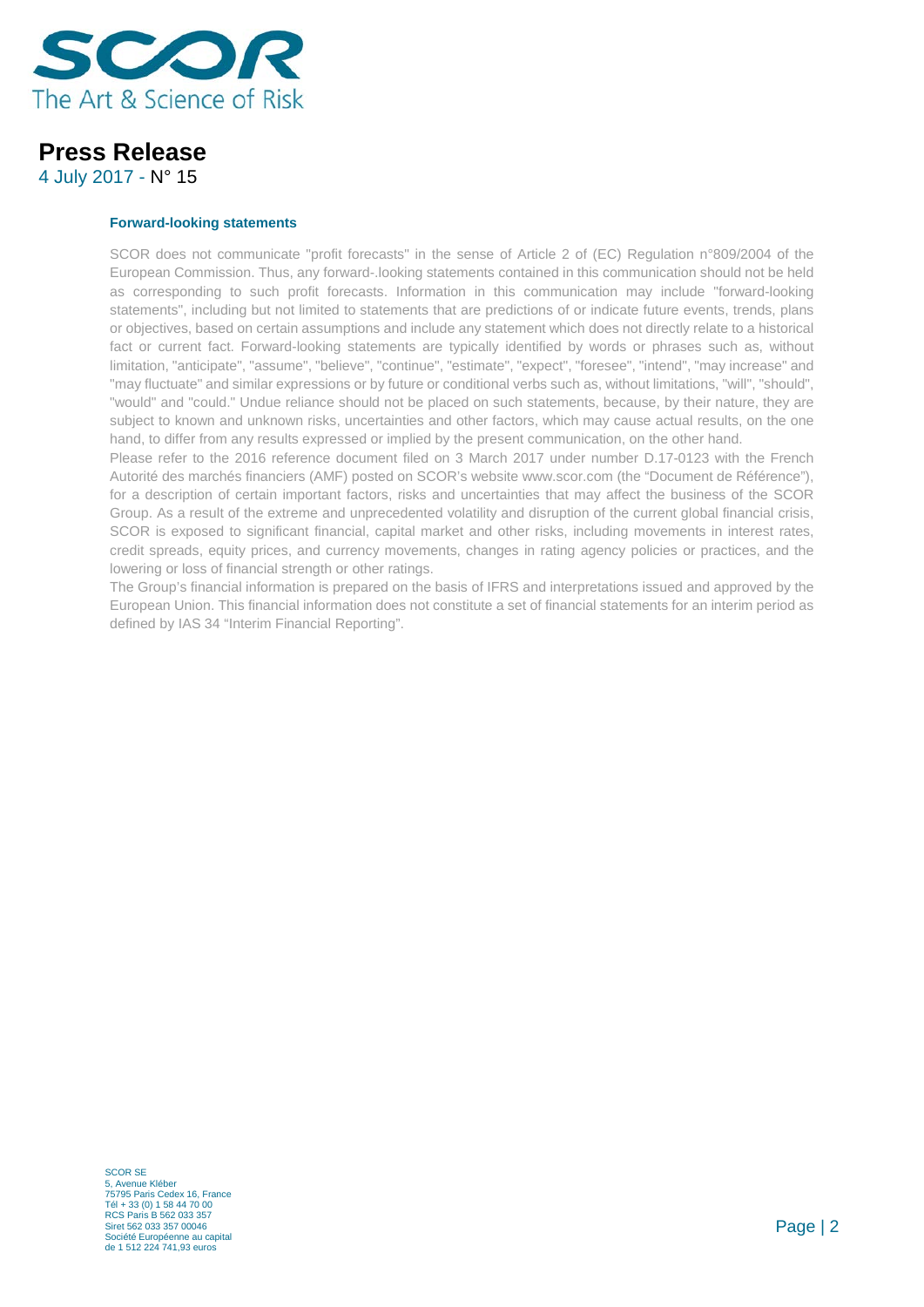# Press Release

4 July 2017 - N° 15

### Forward-looking statements

SCOR does not communicate "profit forecasts" in the sense of Article 2 of (EC) Regulation n°809/2004 of the European Commission. Thus, any forward-.looking statements contained in this communication should not be held as corresponding to such profit forecasts. Information in this communication may include "forward-looking statements", including but not limited to statements that are predictions of or indicate future events, trends, plans or objectives, based on certain assumptions and include any statement which does not directly relate to a historical fact or current fact. Forward-looking statements are typically identified by words or phrases such as, without limitation, "anticipate", "assume", "believe", "continue", "estimate", "expect", "foresee", "intend", "may increase" and "may fluctuate" and similar expressions or by future or conditional verbs such as, without limitations, "will", "should", "would" and "could." Undue reliance should not be placed on such statements, because, by their nature, they are subject to known and unknown risks, uncertainties and other factors, which may cause actual results, on the one hand, to differ from any results expressed or implied by the present communication, on the other hand.

Please refer to the 2016 reference document filed on 3 March 2017 under number D.17-0123 with the French Autorité des marchés financiers (AMF) posted on SCOR's website www.scor.com (the "Document de Référence"), for a description of certain important factors, risks and uncertainties that may affect the business of the SCOR Group. As a result of the extreme and unprecedented volatility and disruption of the current global financial crisis, SCOR is exposed to significant financial, capital market and other risks, including movements in interest rates, credit spreads, equity prices, and currency movements, changes in rating agency policies or practices, and the lowering or loss of financial strength or other ratings.

The Group's financial information is prepared on the basis of IFRS and interpretations issued and approved by the European Union. This financial information does not constitute a set of financial statements for an interim period as defined by IAS 34 "Interim Financial Reporting".

SCOR SE
5, Avenue Kléber
75795 Paris Cedex 16, France
Tél + 33 (0) 1 58 44 70 00
RCS Paris B 562 033 357
Siret 562 033 357 00046
Société Européenne au capital
de 1 512 224 741,93 euros